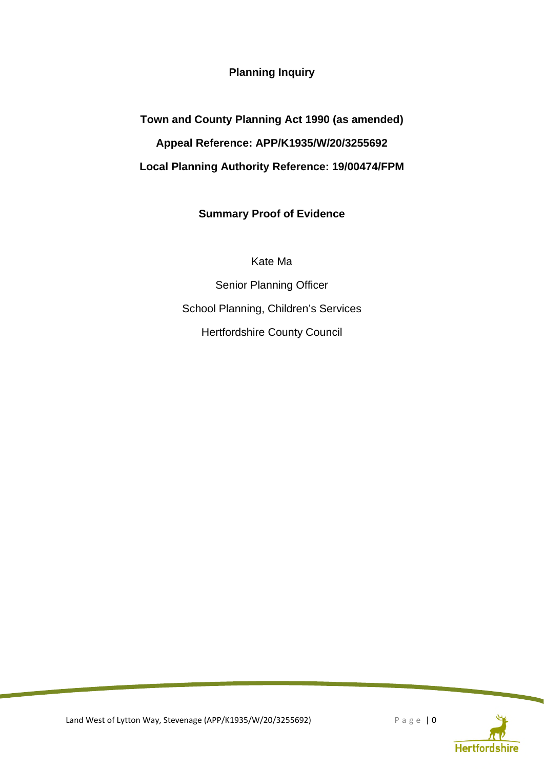**Planning Inquiry**

**Town and County Planning Act 1990 (as amended)**

**Appeal Reference: APP/K1935/W/20/3255692**

**Local Planning Authority Reference: 19/00474/FPM**

**Summary Proof of Evidence**

Kate Ma

Senior Planning Officer

School Planning, Children's Services

Hertfordshire County Council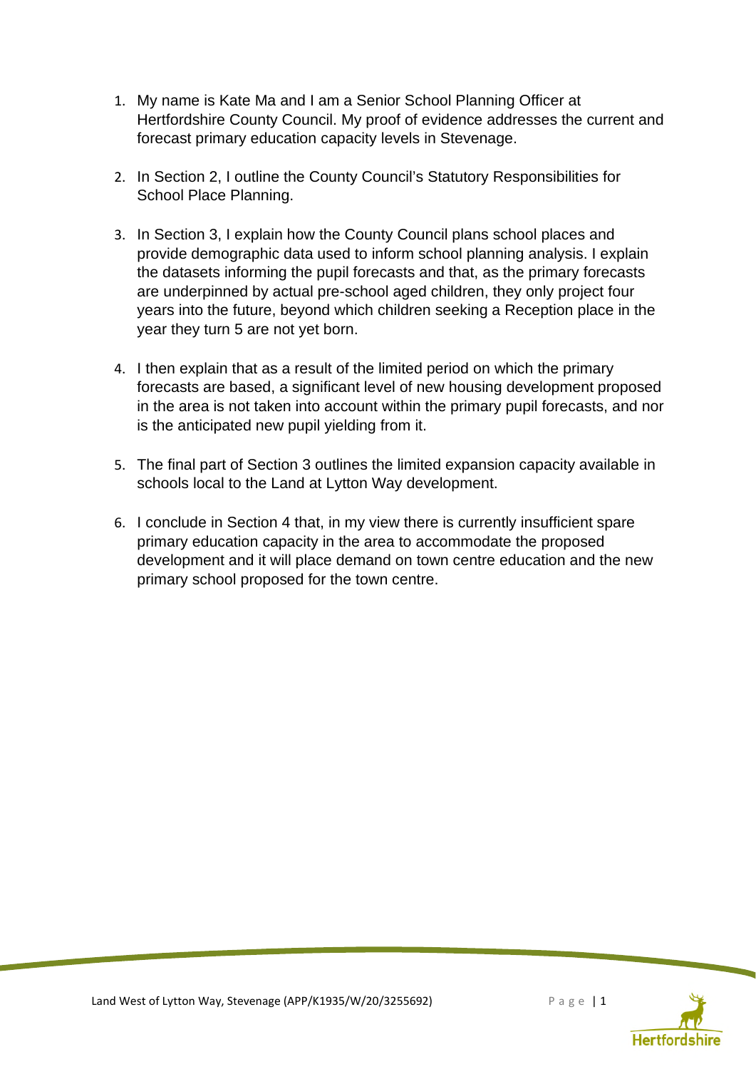1. My name is Kate Ma and I am a Senior School Planning Officer at Hertfordshire County Council. My proof of evidence addresses the current and forecast primary education capacity levels in Stevenage.

2. In Section 2, I outline the County Council's Statutory Responsibilities for School Place Planning.

3. In Section 3, I explain how the County Council plans school places and provide demographic data used to inform school planning analysis. I explain the datasets informing the pupil forecasts and that, as the primary forecasts are underpinned by actual pre-school aged children, they only project four years into the future, beyond which children seeking a Reception place in the year they turn 5 are not yet born.

4. I then explain that as a result of the limited period on which the primary forecasts are based, a significant level of new housing development proposed in the area is not taken into account within the primary pupil forecasts, and nor is the anticipated new pupil yielding from it.

5. The final part of Section 3 outlines the limited expansion capacity available in schools local to the Land at Lytton Way development.

6. I conclude in Section 4 that, in my view there is currently insufficient spare primary education capacity in the area to accommodate the proposed development and it will place demand on town centre education and the new primary school proposed for the town centre.